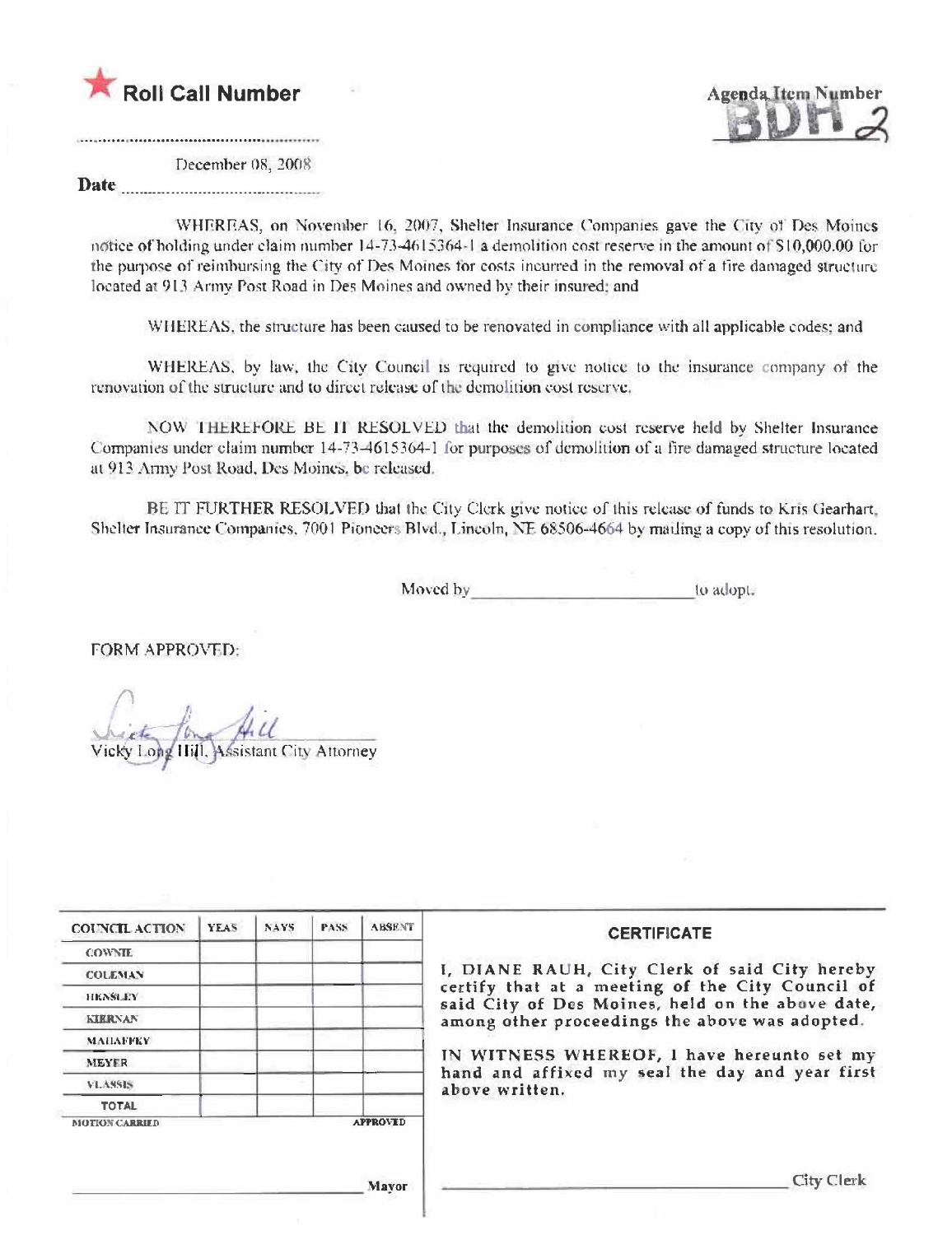★ **Roll Call Number**

Agenda Item Number
**BDH 2**

Date December 08, 2008

WHEREAS, on November 16, 2007, Shelter Insurance Companies gave the City of Des Moines notice of holding under claim number 14-73-4615364-1 a demolition cost reserve in the amount of $10,000.00 for the purpose of reimbursing the City of Des Moines for costs incurred in the removal of a fire damaged structure located at 913 Army Post Road in Des Moines and owned by their insured; and

WHEREAS, the structure has been caused to be renovated in compliance with all applicable codes; and

WHEREAS, by law, the City Council is required to give notice to the insurance company of the renovation of the structure and to direct release of the demolition cost reserve.

NOW THEREFORE BE IT RESOLVED that the demolition cost reserve held by Shelter Insurance Companies under claim number 14-73-4615364-1 for purposes of demolition of a fire damaged structure located at 913 Army Post Road, Des Moines, be released.

BE IT FURTHER RESOLVED that the City Clerk give notice of this release of funds to Kris Gearhart, Shelter Insurance Companies, 7001 Pioneers Blvd., Lincoln, NE 68506-4664 by mailing a copy of this resolution.

Moved by ______________________ to adopt.

FORM APPROVED:

Vicky Long Hill, Assistant City Attorney

| COUNCIL ACTION | YEAS | NAYS | PASS | ABSENT |
|---|---|---|---|---|
| COWNIE | | | | |
| COLEMAN | | | | |
| HENSLEY | | | | |
| KIERNAN | | | | |
| MAHAFFEY | | | | |
| MEYER | | | | |
| VLASSIS | | | | |
| TOTAL | | | | |
| MOTION CARRIED | | | | APPROVED |

______________________ Mayor

**CERTIFICATE**

I, DIANE RAUH, City Clerk of said City hereby certify that at a meeting of the City Council of said City of Des Moines, held on the above date, among other proceedings the above was adopted.

IN WITNESS WHEREOF, I have hereunto set my hand and affixed my seal the day and year first above written.

______________________ City Clerk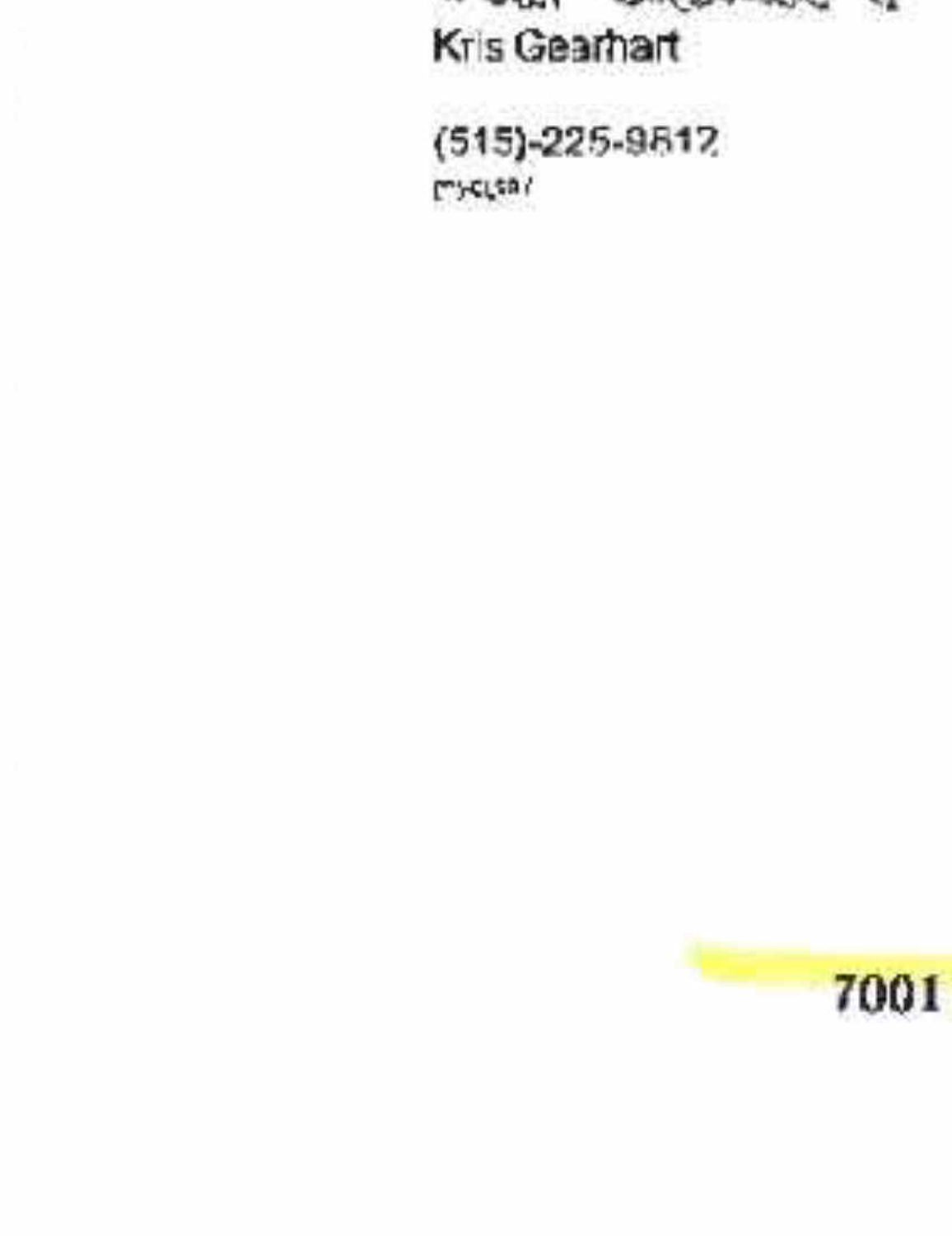Kris Gearhart

(515)-225-9812

7001